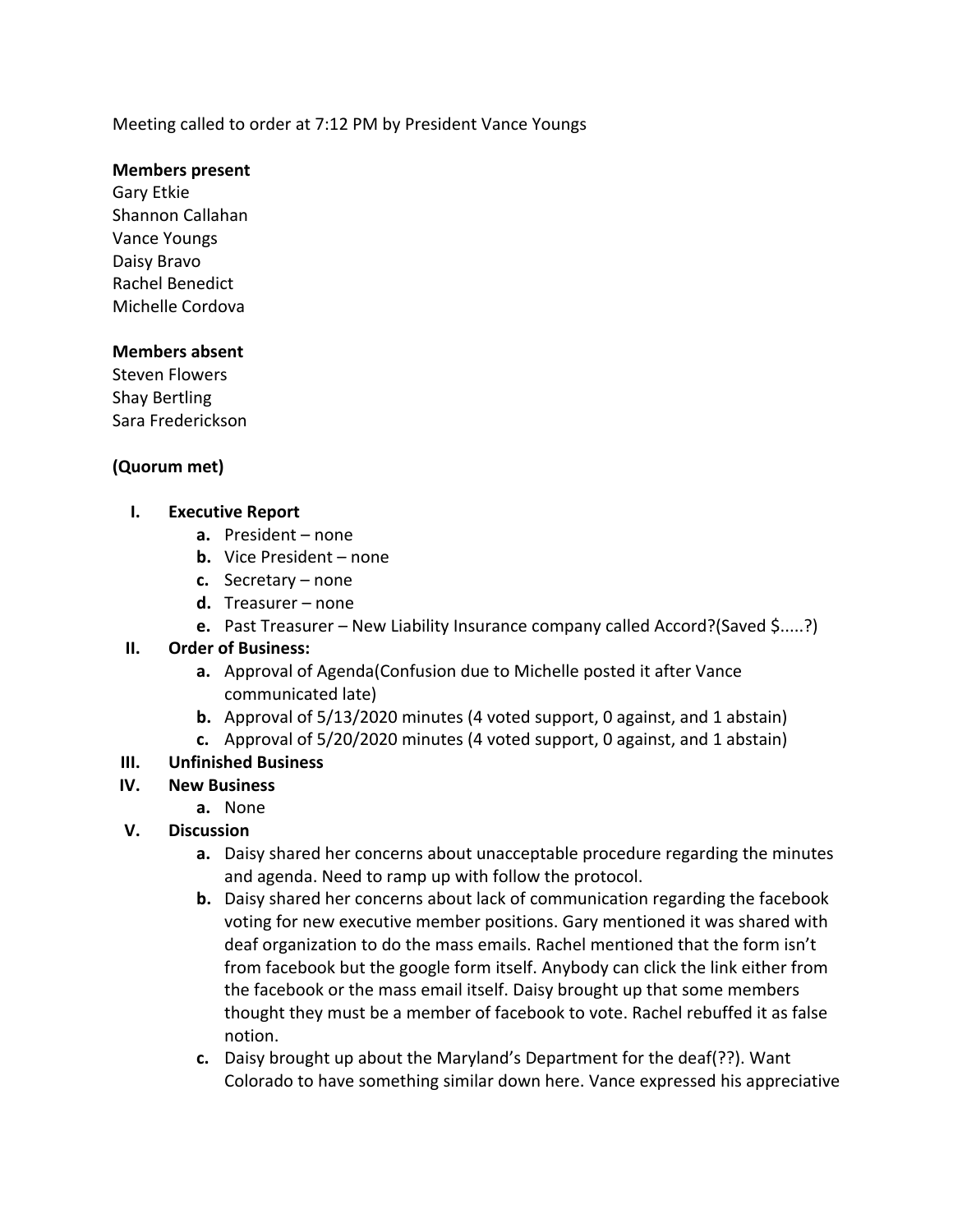Meeting called to order at 7:12 PM by President Vance Youngs

**Members present**
Gary Etkie
Shannon Callahan
Vance Youngs
Daisy Bravo
Rachel Benedict
Michelle Cordova

**Members absent**
Steven Flowers
Shay Bertling
Sara Frederickson

**(Quorum met)**

I. **Executive Report**
   a. President – none
   b. Vice President – none
   c. Secretary – none
   d. Treasurer – none
   e. Past Treasurer – New Liability Insurance company called Accord?(Saved $.....?)
II. **Order of Business:**
   a. Approval of Agenda(Confusion due to Michelle posted it after Vance communicated late)
   b. Approval of 5/13/2020 minutes (4 voted support, 0 against, and 1 abstain)
   c. Approval of 5/20/2020 minutes (4 voted support, 0 against, and 1 abstain)
III. **Unfinished Business**
IV. **New Business**
   a. None
V. **Discussion**
   a. Daisy shared her concerns about unacceptable procedure regarding the minutes and agenda. Need to ramp up with follow the protocol.
   b. Daisy shared her concerns about lack of communication regarding the facebook voting for new executive member positions. Gary mentioned it was shared with deaf organization to do the mass emails. Rachel mentioned that the form isn't from facebook but the google form itself. Anybody can click the link either from the facebook or the mass email itself. Daisy brought up that some members thought they must be a member of facebook to vote. Rachel rebuffed it as false notion.
   c. Daisy brought up about the Maryland's Department for the deaf(??). Want Colorado to have something similar down here. Vance expressed his appreciative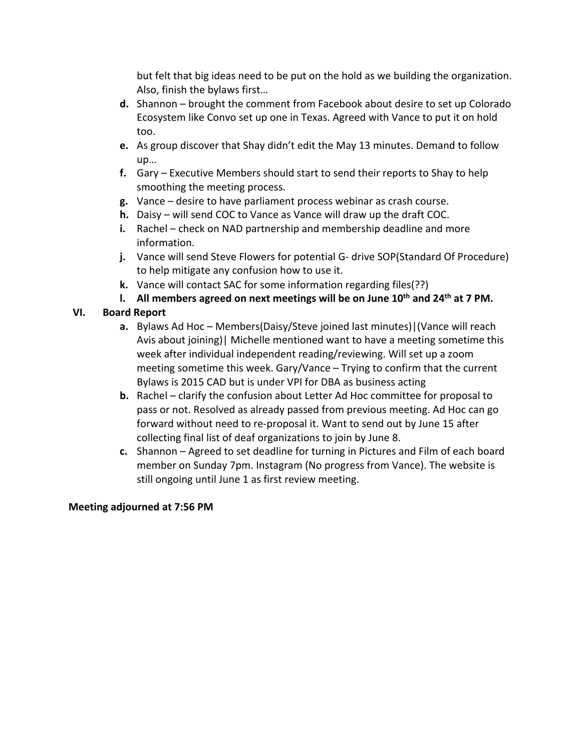but felt that big ideas need to be put on the hold as we building the organization. Also, finish the bylaws first…

- **d.** Shannon – brought the comment from Facebook about desire to set up Colorado Ecosystem like Convo set up one in Texas. Agreed with Vance to put it on hold too.
- **e.** As group discover that Shay didn't edit the May 13 minutes. Demand to follow up…
- **f.** Gary – Executive Members should start to send their reports to Shay to help smoothing the meeting process.
- **g.** Vance – desire to have parliament process webinar as crash course.
- **h.** Daisy – will send COC to Vance as Vance will draw up the draft COC.
- **i.** Rachel – check on NAD partnership and membership deadline and more information.
- **j.** Vance will send Steve Flowers for potential G- drive SOP(Standard Of Procedure) to help mitigate any confusion how to use it.
- **k.** Vance will contact SAC for some information regarding files(??)
- **l.** **All members agreed on next meetings will be on June 10th and 24th at 7 PM.**

## VI. Board Report

- **a.** Bylaws Ad Hoc – Members(Daisy/Steve joined last minutes)|(Vance will reach Avis about joining)| Michelle mentioned want to have a meeting sometime this week after individual independent reading/reviewing. Will set up a zoom meeting sometime this week. Gary/Vance – Trying to confirm that the current Bylaws is 2015 CAD but is under VPI for DBA as business acting
- **b.** Rachel – clarify the confusion about Letter Ad Hoc committee for proposal to pass or not. Resolved as already passed from previous meeting. Ad Hoc can go forward without need to re-proposal it. Want to send out by June 15 after collecting final list of deaf organizations to join by June 8.
- **c.** Shannon – Agreed to set deadline for turning in Pictures and Film of each board member on Sunday 7pm. Instagram (No progress from Vance). The website is still ongoing until June 1 as first review meeting.

**Meeting adjourned at 7:56 PM**